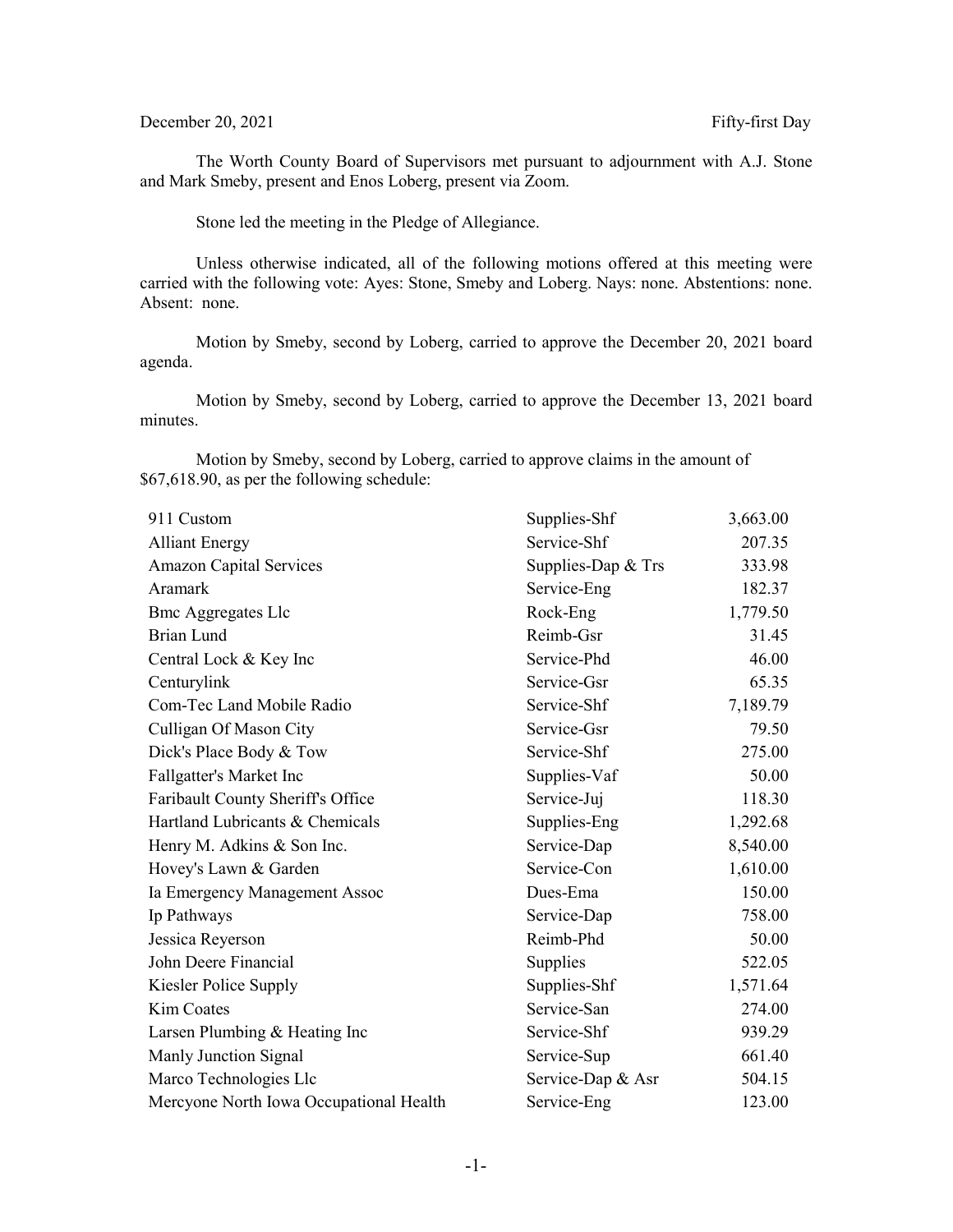December 20, 2021 Fifty-first Day

The Worth County Board of Supervisors met pursuant to adjournment with A.J. Stone and Mark Smeby, present and Enos Loberg, present via Zoom.

Stone led the meeting in the Pledge of Allegiance.

Unless otherwise indicated, all of the following motions offered at this meeting were carried with the following vote: Ayes: Stone, Smeby and Loberg. Nays: none. Abstentions: none. Absent: none.

Motion by Smeby, second by Loberg, carried to approve the December 20, 2021 board agenda.

Motion by Smeby, second by Loberg, carried to approve the December 13, 2021 board minutes.

Motion by Smeby, second by Loberg, carried to approve claims in the amount of $67,618.90, as per the following schedule:

| | | |
|---|---|---|
| 911 Custom | Supplies-Shf | 3,663.00 |
| Alliant Energy | Service-Shf | 207.35 |
| Amazon Capital Services | Supplies-Dap & Trs | 333.98 |
| Aramark | Service-Eng | 182.37 |
| Bmc Aggregates Llc | Rock-Eng | 1,779.50 |
| Brian Lund | Reimb-Gsr | 31.45 |
| Central Lock & Key Inc | Service-Phd | 46.00 |
| Centurylink | Service-Gsr | 65.35 |
| Com-Tec Land Mobile Radio | Service-Shf | 7,189.79 |
| Culligan Of Mason City | Service-Gsr | 79.50 |
| Dick's Place Body & Tow | Service-Shf | 275.00 |
| Fallgatter's Market Inc | Supplies-Vaf | 50.00 |
| Faribault County Sheriff's Office | Service-Juj | 118.30 |
| Hartland Lubricants & Chemicals | Supplies-Eng | 1,292.68 |
| Henry M. Adkins & Son Inc. | Service-Dap | 8,540.00 |
| Hovey's Lawn & Garden | Service-Con | 1,610.00 |
| Ia Emergency Management Assoc | Dues-Ema | 150.00 |
| Ip Pathways | Service-Dap | 758.00 |
| Jessica Reyerson | Reimb-Phd | 50.00 |
| John Deere Financial | Supplies | 522.05 |
| Kiesler Police Supply | Supplies-Shf | 1,571.64 |
| Kim Coates | Service-San | 274.00 |
| Larsen Plumbing & Heating Inc | Service-Shf | 939.29 |
| Manly Junction Signal | Service-Sup | 661.40 |
| Marco Technologies Llc | Service-Dap & Asr | 504.15 |
| Mercyone North Iowa Occupational Health | Service-Eng | 123.00 |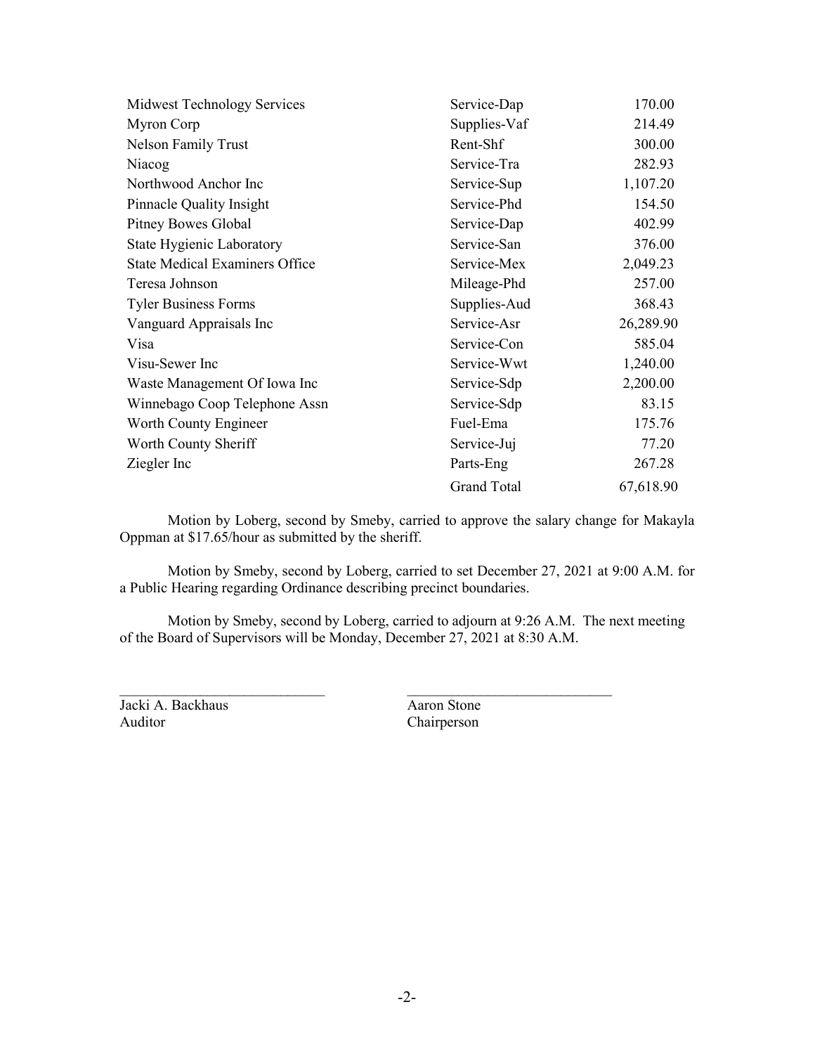| | | |
|---|---|---|
| Midwest Technology Services | Service-Dap | 170.00 |
| Myron Corp | Supplies-Vaf | 214.49 |
| Nelson Family Trust | Rent-Shf | 300.00 |
| Niacog | Service-Tra | 282.93 |
| Northwood Anchor Inc | Service-Sup | 1,107.20 |
| Pinnacle Quality Insight | Service-Phd | 154.50 |
| Pitney Bowes Global | Service-Dap | 402.99 |
| State Hygienic Laboratory | Service-San | 376.00 |
| State Medical Examiners Office | Service-Mex | 2,049.23 |
| Teresa Johnson | Mileage-Phd | 257.00 |
| Tyler Business Forms | Supplies-Aud | 368.43 |
| Vanguard Appraisals Inc | Service-Asr | 26,289.90 |
| Visa | Service-Con | 585.04 |
| Visu-Sewer Inc | Service-Wwt | 1,240.00 |
| Waste Management Of Iowa Inc | Service-Sdp | 2,200.00 |
| Winnebago Coop Telephone Assn | Service-Sdp | 83.15 |
| Worth County Engineer | Fuel-Ema | 175.76 |
| Worth County Sheriff | Service-Juj | 77.20 |
| Ziegler Inc | Parts-Eng | 267.28 |
| | Grand Total | 67,618.90 |

Motion by Loberg, second by Smeby, carried to approve the salary change for Makayla Oppman at $17.65/hour as submitted by the sheriff.

Motion by Smeby, second by Loberg, carried to set December 27, 2021 at 9:00 A.M. for a Public Hearing regarding Ordinance describing precinct boundaries.

Motion by Smeby, second by Loberg, carried to adjourn at 9:26 A.M. The next meeting of the Board of Supervisors will be Monday, December 27, 2021 at 8:30 A.M.

\_\_\_\_\_\_\_\_\_\_\_\_\_\_\_\_\_\_\_\_\_\_\_\_\_\_\_\_\_\_  
Jacki A. Backhaus  
Auditor

\_\_\_\_\_\_\_\_\_\_\_\_\_\_\_\_\_\_\_\_\_\_\_\_\_\_\_\_\_\_  
Aaron Stone  
Chairperson